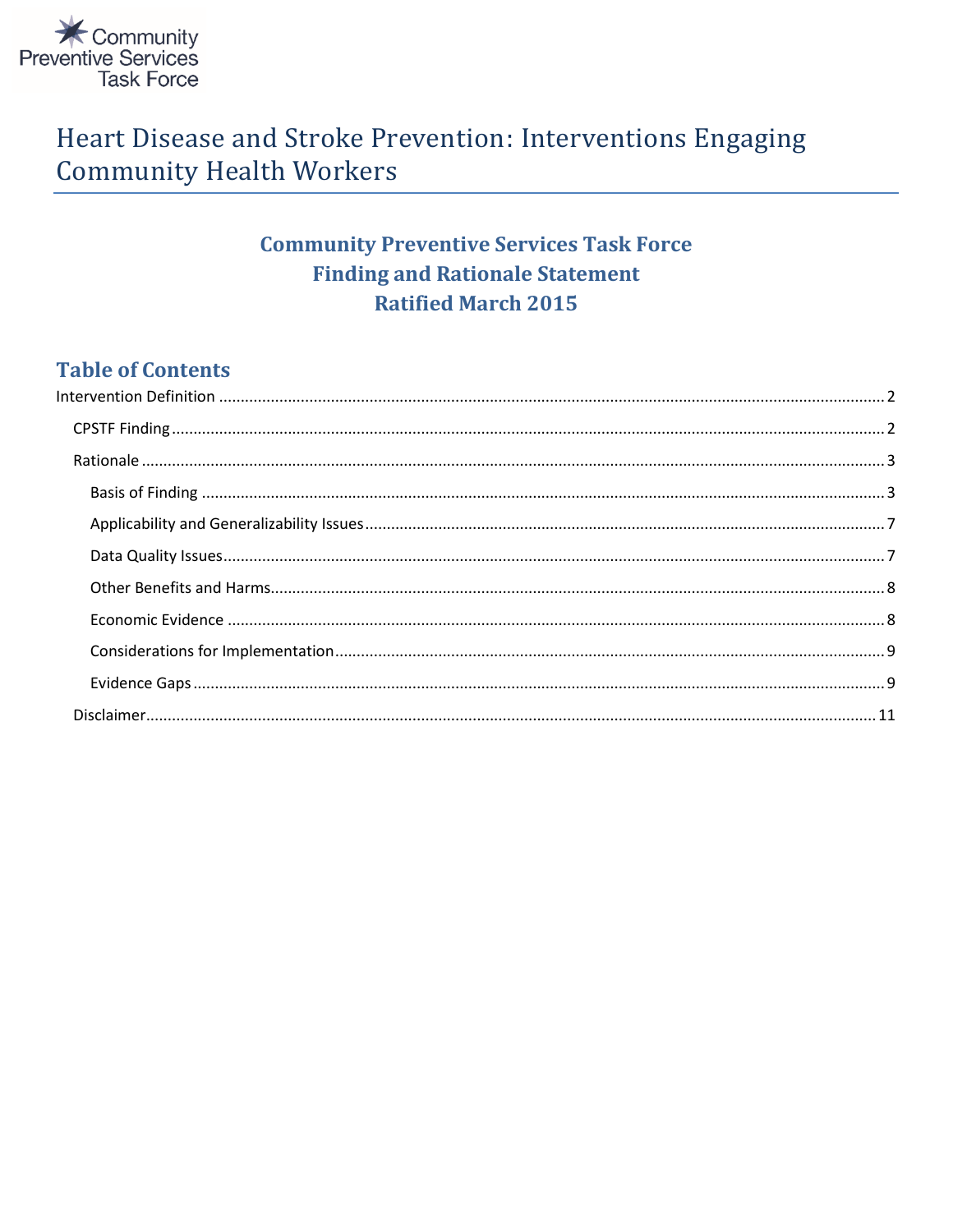Community Preventive Services Task Force

# Heart Disease and Stroke Prevention: Interventions Engaging Community Health Workers

## Community Preventive Services Task Force Finding and Rationale Statement Ratified March 2015

## Table of Contents

Intervention Definition ........ 2

- CPSTF Finding ........ 2
- Rationale ........ 3
  - Basis of Finding ........ 3
  - Applicability and Generalizability Issues ........ 7
  - Data Quality Issues ........ 7
  - Other Benefits and Harms ........ 8
  - Economic Evidence ........ 8
  - Considerations for Implementation ........ 9
  - Evidence Gaps ........ 9
- Disclaimer ........ 11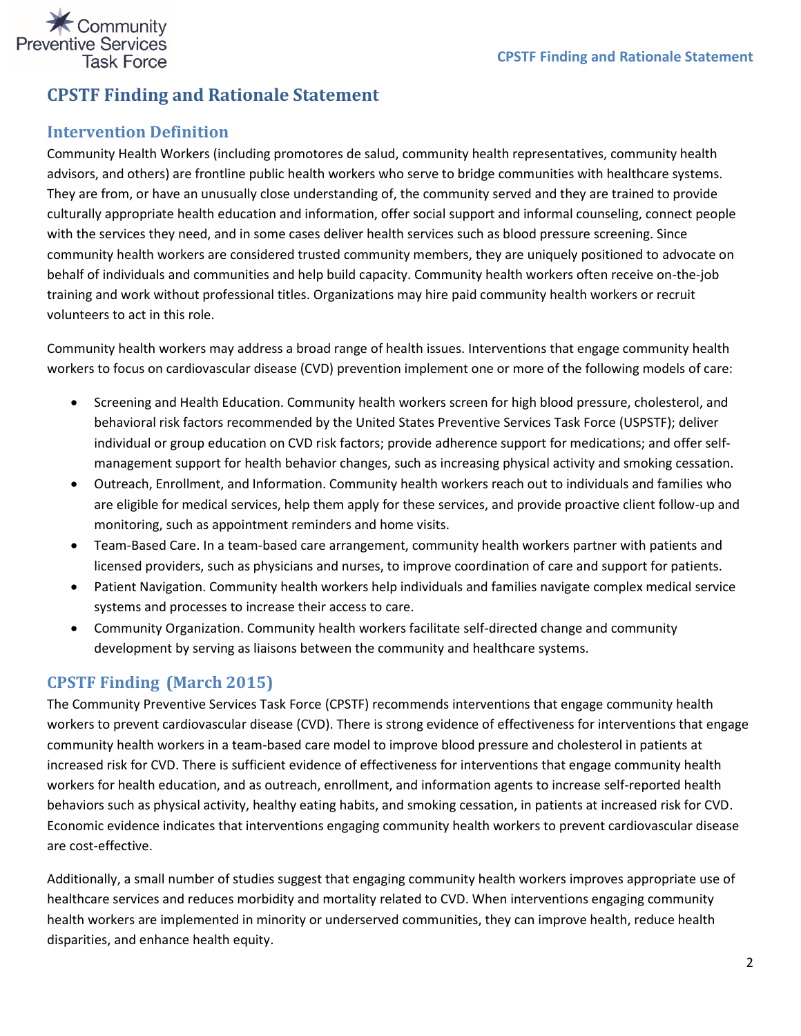# CPSTF Finding and Rationale Statement

## Intervention Definition

Community Health Workers (including promotores de salud, community health representatives, community health advisors, and others) are frontline public health workers who serve to bridge communities with healthcare systems. They are from, or have an unusually close understanding of, the community served and they are trained to provide culturally appropriate health education and information, offer social support and informal counseling, connect people with the services they need, and in some cases deliver health services such as blood pressure screening. Since community health workers are considered trusted community members, they are uniquely positioned to advocate on behalf of individuals and communities and help build capacity. Community health workers often receive on-the-job training and work without professional titles. Organizations may hire paid community health workers or recruit volunteers to act in this role.

Community health workers may address a broad range of health issues. Interventions that engage community health workers to focus on cardiovascular disease (CVD) prevention implement one or more of the following models of care:

- Screening and Health Education. Community health workers screen for high blood pressure, cholesterol, and behavioral risk factors recommended by the United States Preventive Services Task Force (USPSTF); deliver individual or group education on CVD risk factors; provide adherence support for medications; and offer self-management support for health behavior changes, such as increasing physical activity and smoking cessation.
- Outreach, Enrollment, and Information. Community health workers reach out to individuals and families who are eligible for medical services, help them apply for these services, and provide proactive client follow-up and monitoring, such as appointment reminders and home visits.
- Team-Based Care. In a team-based care arrangement, community health workers partner with patients and licensed providers, such as physicians and nurses, to improve coordination of care and support for patients.
- Patient Navigation. Community health workers help individuals and families navigate complex medical service systems and processes to increase their access to care.
- Community Organization. Community health workers facilitate self-directed change and community development by serving as liaisons between the community and healthcare systems.

## CPSTF Finding (March 2015)

The Community Preventive Services Task Force (CPSTF) recommends interventions that engage community health workers to prevent cardiovascular disease (CVD). There is strong evidence of effectiveness for interventions that engage community health workers in a team-based care model to improve blood pressure and cholesterol in patients at increased risk for CVD. There is sufficient evidence of effectiveness for interventions that engage community health workers for health education, and as outreach, enrollment, and information agents to increase self-reported health behaviors such as physical activity, healthy eating habits, and smoking cessation, in patients at increased risk for CVD. Economic evidence indicates that interventions engaging community health workers to prevent cardiovascular disease are cost-effective.

Additionally, a small number of studies suggest that engaging community health workers improves appropriate use of healthcare services and reduces morbidity and mortality related to CVD. When interventions engaging community health workers are implemented in minority or underserved communities, they can improve health, reduce health disparities, and enhance health equity.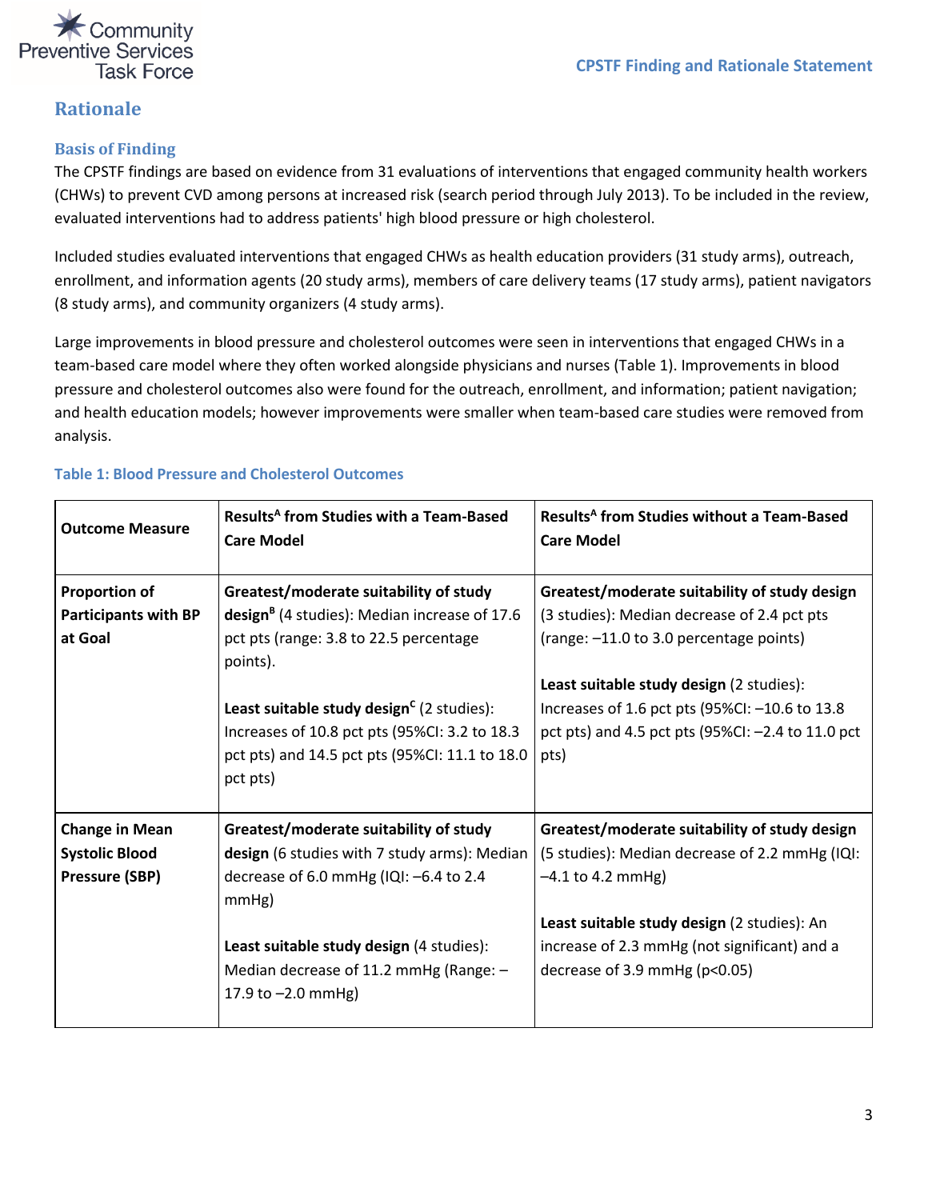## Rationale

### Basis of Finding

The CPSTF findings are based on evidence from 31 evaluations of interventions that engaged community health workers (CHWs) to prevent CVD among persons at increased risk (search period through July 2013). To be included in the review, evaluated interventions had to address patients' high blood pressure or high cholesterol.

Included studies evaluated interventions that engaged CHWs as health education providers (31 study arms), outreach, enrollment, and information agents (20 study arms), members of care delivery teams (17 study arms), patient navigators (8 study arms), and community organizers (4 study arms).

Large improvements in blood pressure and cholesterol outcomes were seen in interventions that engaged CHWs in a team-based care model where they often worked alongside physicians and nurses (Table 1). Improvements in blood pressure and cholesterol outcomes also were found for the outreach, enrollment, and information; patient navigation; and health education models; however improvements were smaller when team-based care studies were removed from analysis.

**Table 1: Blood Pressure and Cholesterol Outcomes**

| Outcome Measure | Results[A] from Studies with a Team-Based Care Model | Results[A] from Studies without a Team-Based Care Model |
|---|---|---|
| **Proportion of Participants with BP at Goal** | **Greatest/moderate suitability of study design[B]** (4 studies): Median increase of 17.6 pct pts (range: 3.8 to 22.5 percentage points).<br><br>**Least suitable study design[C]** (2 studies): Increases of 10.8 pct pts (95%CI: 3.2 to 18.3 pct pts) and 14.5 pct pts (95%CI: 11.1 to 18.0 pct pts) | **Greatest/moderate suitability of study design** (3 studies): Median decrease of 2.4 pct pts (range: –11.0 to 3.0 percentage points)<br><br>**Least suitable study design** (2 studies): Increases of 1.6 pct pts (95%CI: –10.6 to 13.8 pct pts) and 4.5 pct pts (95%CI: –2.4 to 11.0 pct pts) |
| **Change in Mean Systolic Blood Pressure (SBP)** | **Greatest/moderate suitability of study design** (6 studies with 7 study arms): Median decrease of 6.0 mmHg (IQI: –6.4 to 2.4 mmHg)<br><br>**Least suitable study design** (4 studies): Median decrease of 11.2 mmHg (Range: –17.9 to –2.0 mmHg) | **Greatest/moderate suitability of study design** (5 studies): Median decrease of 2.2 mmHg (IQI: –4.1 to 4.2 mmHg)<br><br>**Least suitable study design** (2 studies): An increase of 2.3 mmHg (not significant) and a decrease of 3.9 mmHg ($p<0.05$) |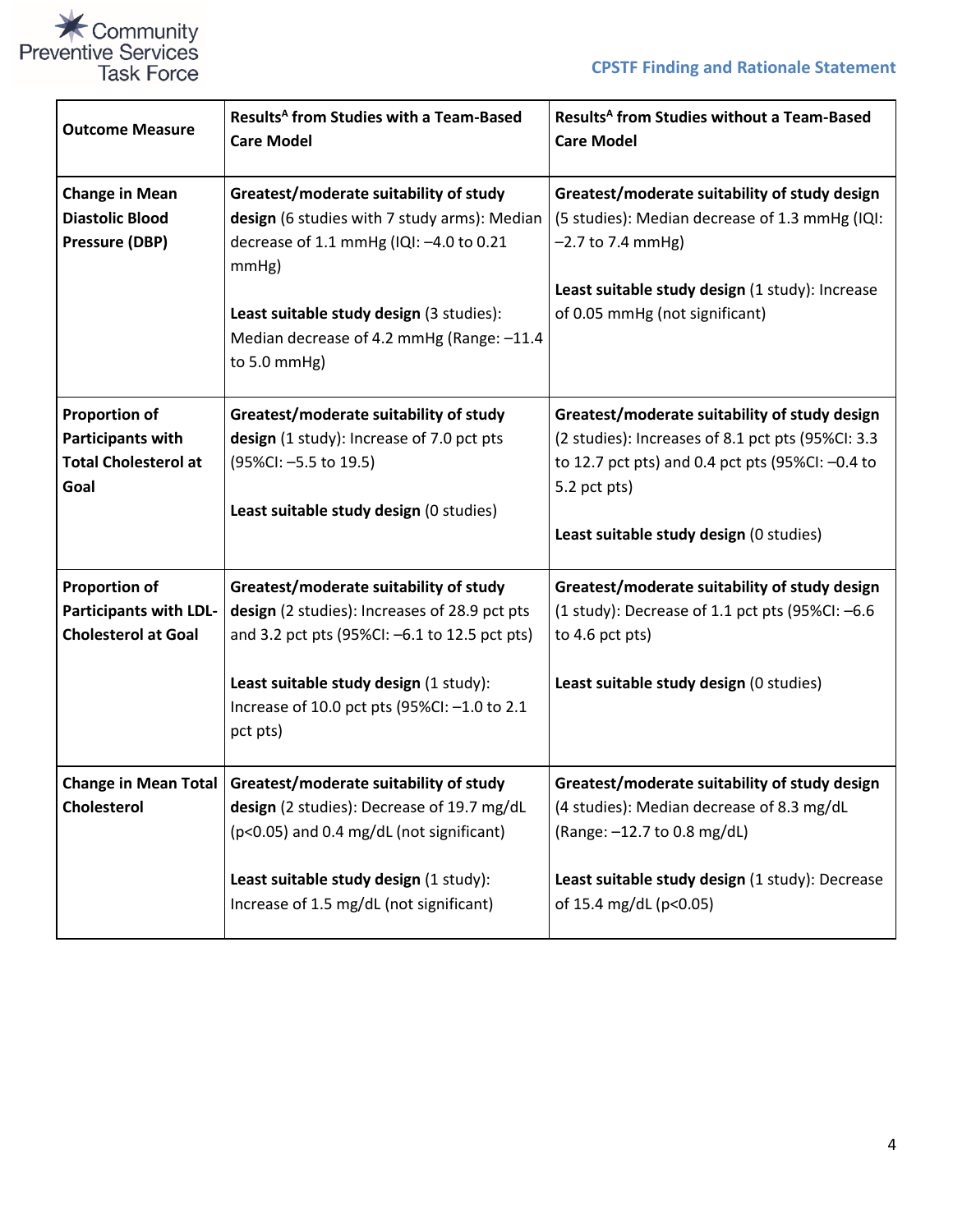| Outcome Measure | Results[A] from Studies with a Team-Based Care Model | Results[A] from Studies without a Team-Based Care Model |
|---|---|---|
| **Change in Mean Diastolic Blood Pressure (DBP)** | **Greatest/moderate suitability of study design** (6 studies with 7 study arms): Median decrease of 1.1 mmHg (IQI: –4.0 to 0.21 mmHg)<br><br>**Least suitable study design** (3 studies): Median decrease of 4.2 mmHg (Range: –11.4 to 5.0 mmHg) | **Greatest/moderate suitability of study design** (5 studies): Median decrease of 1.3 mmHg (IQI: –2.7 to 7.4 mmHg)<br><br>**Least suitable study design** (1 study): Increase of 0.05 mmHg (not significant) |
| **Proportion of Participants with Total Cholesterol at Goal** | **Greatest/moderate suitability of study design** (1 study): Increase of 7.0 pct pts (95%CI: –5.5 to 19.5)<br><br>**Least suitable study design** (0 studies) | **Greatest/moderate suitability of study design** (2 studies): Increases of 8.1 pct pts (95%CI: 3.3 to 12.7 pct pts) and 0.4 pct pts (95%CI: –0.4 to 5.2 pct pts)<br><br>**Least suitable study design** (0 studies) |
| **Proportion of Participants with LDL-Cholesterol at Goal** | **Greatest/moderate suitability of study design** (2 studies): Increases of 28.9 pct pts and 3.2 pct pts (95%CI: –6.1 to 12.5 pct pts)<br><br>**Least suitable study design** (1 study): Increase of 10.0 pct pts (95%CI: –1.0 to 2.1 pct pts) | **Greatest/moderate suitability of study design** (1 study): Decrease of 1.1 pct pts (95%CI: –6.6 to 4.6 pct pts)<br><br>**Least suitable study design** (0 studies) |
| **Change in Mean Total Cholesterol** | **Greatest/moderate suitability of study design** (2 studies): Decrease of 19.7 mg/dL ($p<0.05$) and 0.4 mg/dL (not significant)<br><br>**Least suitable study design** (1 study): Increase of 1.5 mg/dL (not significant) | **Greatest/moderate suitability of study design** (4 studies): Median decrease of 8.3 mg/dL (Range: –12.7 to 0.8 mg/dL)<br><br>**Least suitable study design** (1 study): Decrease of 15.4 mg/dL ($p<0.05$) |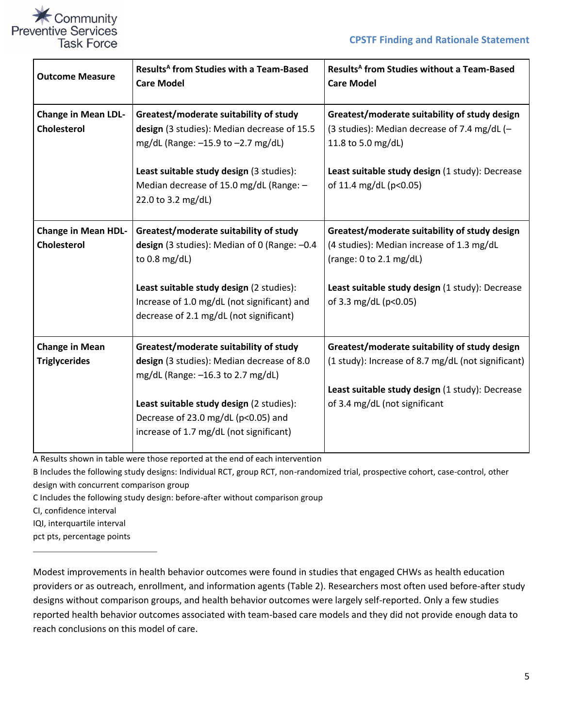| Outcome Measure | Results[A] from Studies with a Team-Based Care Model | Results[A] from Studies without a Team-Based Care Model |
|---|---|---|
| **Change in Mean LDL-Cholesterol** | **Greatest/moderate suitability of study design** (3 studies): Median decrease of 15.5 mg/dL (Range: –15.9 to –2.7 mg/dL)<br><br>**Least suitable study design** (3 studies): Median decrease of 15.0 mg/dL (Range: –22.0 to 3.2 mg/dL) | **Greatest/moderate suitability of study design** (3 studies): Median decrease of 7.4 mg/dL (–11.8 to 5.0 mg/dL)<br><br>**Least suitable study design** (1 study): Decrease of 11.4 mg/dL (p<0.05) |
| **Change in Mean HDL-Cholesterol** | **Greatest/moderate suitability of study design** (3 studies): Median of 0 (Range: –0.4 to 0.8 mg/dL)<br><br>**Least suitable study design** (2 studies): Increase of 1.0 mg/dL (not significant) and decrease of 2.1 mg/dL (not significant) | **Greatest/moderate suitability of study design** (4 studies): Median increase of 1.3 mg/dL (range: 0 to 2.1 mg/dL)<br><br>**Least suitable study design** (1 study): Decrease of 3.3 mg/dL (p<0.05) |
| **Change in Mean Triglycerides** | **Greatest/moderate suitability of study design** (3 studies): Median decrease of 8.0 mg/dL (Range: –16.3 to 2.7 mg/dL)<br><br>**Least suitable study design** (2 studies): Decrease of 23.0 mg/dL (p<0.05) and increase of 1.7 mg/dL (not significant) | **Greatest/moderate suitability of study design** (1 study): Increase of 8.7 mg/dL (not significant)<br><br>**Least suitable study design** (1 study): Decrease of 3.4 mg/dL (not significant |

A Results shown in table were those reported at the end of each intervention

B Includes the following study designs: Individual RCT, group RCT, non-randomized trial, prospective cohort, case-control, other design with concurrent comparison group

C Includes the following study design: before-after without comparison group

CI, confidence interval

IQI, interquartile interval

pct pts, percentage points

---

Modest improvements in health behavior outcomes were found in studies that engaged CHWs as health education providers or as outreach, enrollment, and information agents (Table 2). Researchers most often used before-after study designs without comparison groups, and health behavior outcomes were largely self-reported. Only a few studies reported health behavior outcomes associated with team-based care models and they did not provide enough data to reach conclusions on this model of care.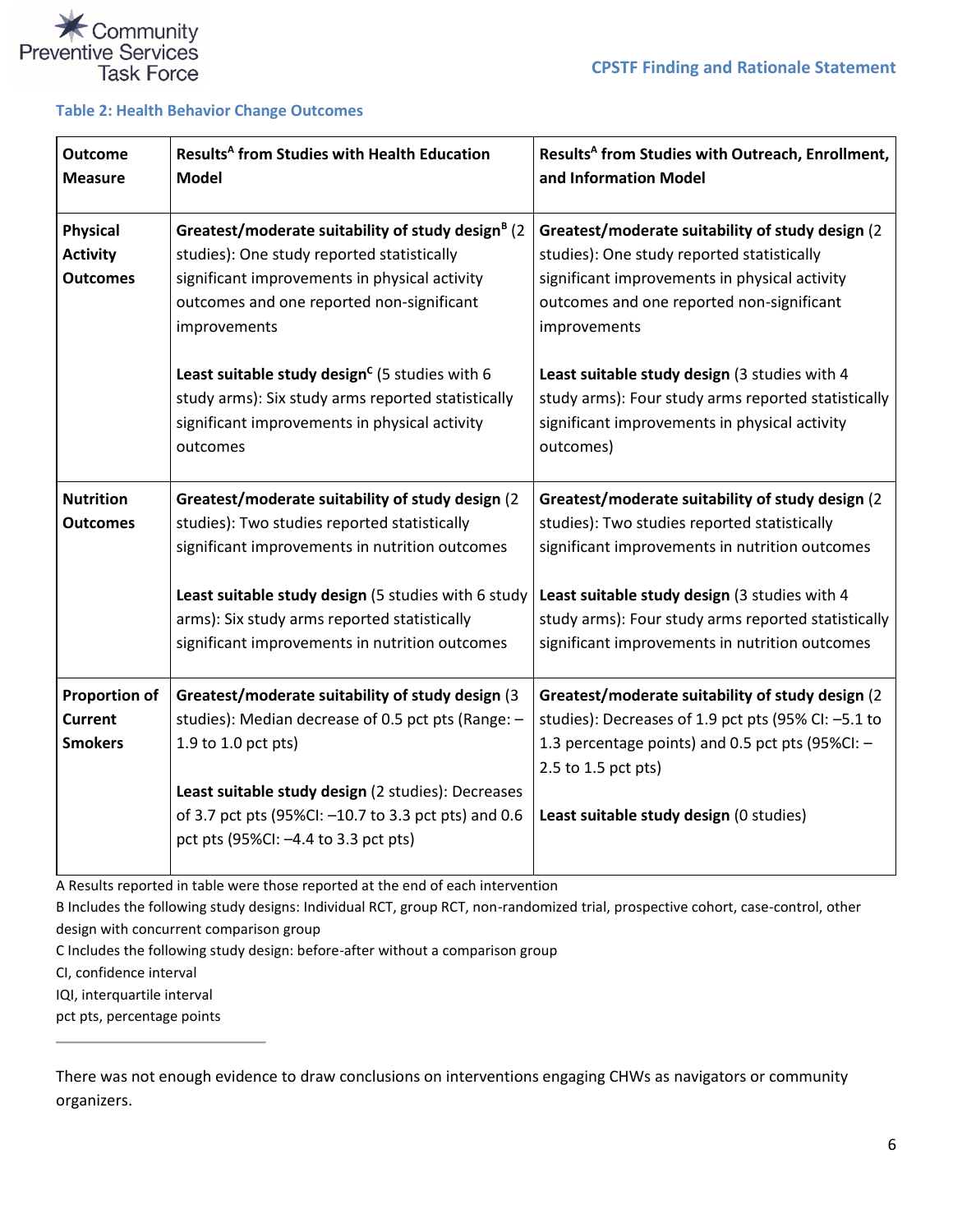**Table 2: Health Behavior Change Outcomes**

| Outcome Measure | Results[A] from Studies with Health Education Model | Results[A] from Studies with Outreach, Enrollment, and Information Model |
|---|---|---|
| **Physical Activity Outcomes** | **Greatest/moderate suitability of study design[B]** (2 studies): One study reported statistically significant improvements in physical activity outcomes and one reported non-significant improvements<br><br>**Least suitable study design[C]** (5 studies with 6 study arms): Six study arms reported statistically significant improvements in physical activity outcomes | **Greatest/moderate suitability of study design** (2 studies): One study reported statistically significant improvements in physical activity outcomes and one reported non-significant improvements<br><br>**Least suitable study design** (3 studies with 4 study arms): Four study arms reported statistically significant improvements in physical activity outcomes) |
| **Nutrition Outcomes** | **Greatest/moderate suitability of study design** (2 studies): Two studies reported statistically significant improvements in nutrition outcomes<br><br>**Least suitable study design** (5 studies with 6 study arms): Six study arms reported statistically significant improvements in nutrition outcomes | **Greatest/moderate suitability of study design** (2 studies): Two studies reported statistically significant improvements in nutrition outcomes<br><br>**Least suitable study design** (3 studies with 4 study arms): Four study arms reported statistically significant improvements in nutrition outcomes |
| **Proportion of Current Smokers** | **Greatest/moderate suitability of study design** (3 studies): Median decrease of 0.5 pct pts (Range: –1.9 to 1.0 pct pts)<br><br>**Least suitable study design** (2 studies): Decreases of 3.7 pct pts (95%CI: –10.7 to 3.3 pct pts) and 0.6 pct pts (95%CI: –4.4 to 3.3 pct pts) | **Greatest/moderate suitability of study design** (2 studies): Decreases of 1.9 pct pts (95% CI: –5.1 to 1.3 percentage points) and 0.5 pct pts (95%CI: –2.5 to 1.5 pct pts)<br><br>**Least suitable study design** (0 studies) |

A Results reported in table were those reported at the end of each intervention
B Includes the following study designs: Individual RCT, group RCT, non-randomized trial, prospective cohort, case-control, other design with concurrent comparison group
C Includes the following study design: before-after without a comparison group
CI, confidence interval
IQI, interquartile interval
pct pts, percentage points

There was not enough evidence to draw conclusions on interventions engaging CHWs as navigators or community organizers.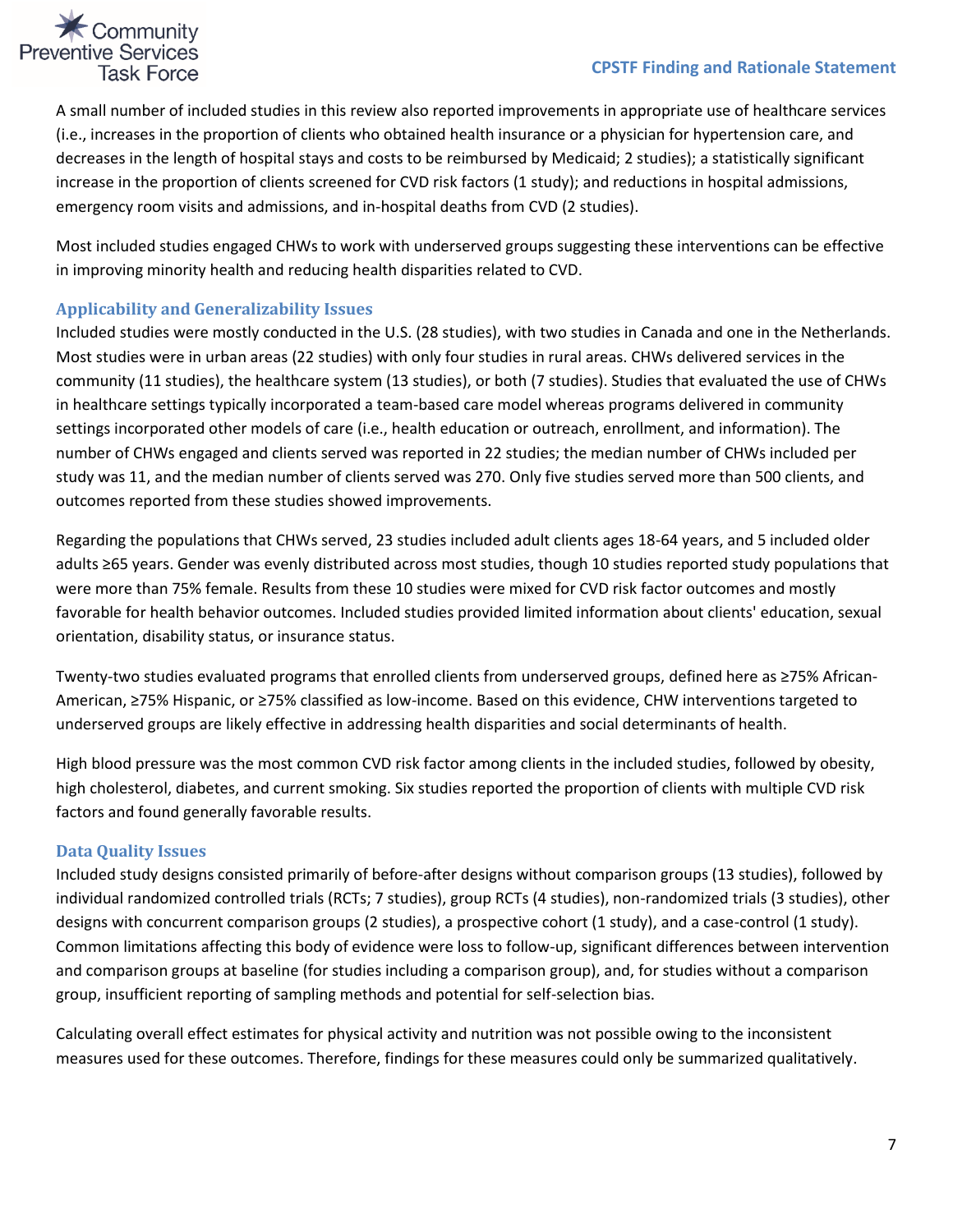A small number of included studies in this review also reported improvements in appropriate use of healthcare services (i.e., increases in the proportion of clients who obtained health insurance or a physician for hypertension care, and decreases in the length of hospital stays and costs to be reimbursed by Medicaid; 2 studies); a statistically significant increase in the proportion of clients screened for CVD risk factors (1 study); and reductions in hospital admissions, emergency room visits and admissions, and in-hospital deaths from CVD (2 studies).

Most included studies engaged CHWs to work with underserved groups suggesting these interventions can be effective in improving minority health and reducing health disparities related to CVD.

### Applicability and Generalizability Issues

Included studies were mostly conducted in the U.S. (28 studies), with two studies in Canada and one in the Netherlands. Most studies were in urban areas (22 studies) with only four studies in rural areas. CHWs delivered services in the community (11 studies), the healthcare system (13 studies), or both (7 studies). Studies that evaluated the use of CHWs in healthcare settings typically incorporated a team-based care model whereas programs delivered in community settings incorporated other models of care (i.e., health education or outreach, enrollment, and information). The number of CHWs engaged and clients served was reported in 22 studies; the median number of CHWs included per study was 11, and the median number of clients served was 270. Only five studies served more than 500 clients, and outcomes reported from these studies showed improvements.

Regarding the populations that CHWs served, 23 studies included adult clients ages 18-64 years, and 5 included older adults ≥65 years. Gender was evenly distributed across most studies, though 10 studies reported study populations that were more than 75% female. Results from these 10 studies were mixed for CVD risk factor outcomes and mostly favorable for health behavior outcomes. Included studies provided limited information about clients' education, sexual orientation, disability status, or insurance status.

Twenty-two studies evaluated programs that enrolled clients from underserved groups, defined here as ≥75% African-American, ≥75% Hispanic, or ≥75% classified as low-income. Based on this evidence, CHW interventions targeted to underserved groups are likely effective in addressing health disparities and social determinants of health.

High blood pressure was the most common CVD risk factor among clients in the included studies, followed by obesity, high cholesterol, diabetes, and current smoking. Six studies reported the proportion of clients with multiple CVD risk factors and found generally favorable results.

### Data Quality Issues

Included study designs consisted primarily of before-after designs without comparison groups (13 studies), followed by individual randomized controlled trials (RCTs; 7 studies), group RCTs (4 studies), non-randomized trials (3 studies), other designs with concurrent comparison groups (2 studies), a prospective cohort (1 study), and a case-control (1 study). Common limitations affecting this body of evidence were loss to follow-up, significant differences between intervention and comparison groups at baseline (for studies including a comparison group), and, for studies without a comparison group, insufficient reporting of sampling methods and potential for self-selection bias.

Calculating overall effect estimates for physical activity and nutrition was not possible owing to the inconsistent measures used for these outcomes. Therefore, findings for these measures could only be summarized qualitatively.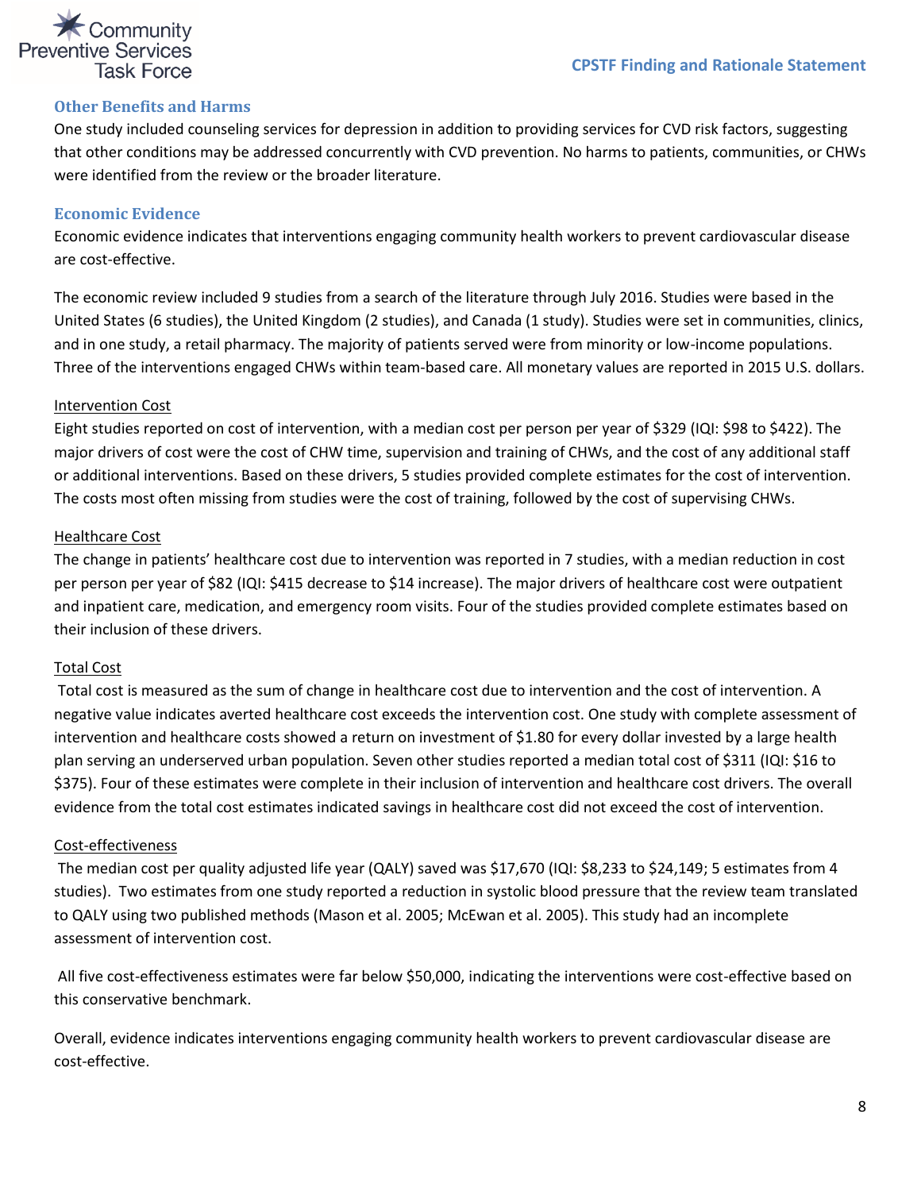## Other Benefits and Harms

One study included counseling services for depression in addition to providing services for CVD risk factors, suggesting that other conditions may be addressed concurrently with CVD prevention. No harms to patients, communities, or CHWs were identified from the review or the broader literature.

## Economic Evidence

Economic evidence indicates that interventions engaging community health workers to prevent cardiovascular disease are cost-effective.

The economic review included 9 studies from a search of the literature through July 2016. Studies were based in the United States (6 studies), the United Kingdom (2 studies), and Canada (1 study). Studies were set in communities, clinics, and in one study, a retail pharmacy. The majority of patients served were from minority or low-income populations. Three of the interventions engaged CHWs within team-based care. All monetary values are reported in 2015 U.S. dollars.

### Intervention Cost

Eight studies reported on cost of intervention, with a median cost per person per year of $329 (IQI: $98 to $422). The major drivers of cost were the cost of CHW time, supervision and training of CHWs, and the cost of any additional staff or additional interventions. Based on these drivers, 5 studies provided complete estimates for the cost of intervention. The costs most often missing from studies were the cost of training, followed by the cost of supervising CHWs.

### Healthcare Cost

The change in patients' healthcare cost due to intervention was reported in 7 studies, with a median reduction in cost per person per year of $82 (IQI: $415 decrease to $14 increase). The major drivers of healthcare cost were outpatient and inpatient care, medication, and emergency room visits. Four of the studies provided complete estimates based on their inclusion of these drivers.

### Total Cost

Total cost is measured as the sum of change in healthcare cost due to intervention and the cost of intervention. A negative value indicates averted healthcare cost exceeds the intervention cost. One study with complete assessment of intervention and healthcare costs showed a return on investment of $1.80 for every dollar invested by a large health plan serving an underserved urban population. Seven other studies reported a median total cost of $311 (IQI: $16 to $375). Four of these estimates were complete in their inclusion of intervention and healthcare cost drivers. The overall evidence from the total cost estimates indicated savings in healthcare cost did not exceed the cost of intervention.

### Cost-effectiveness

The median cost per quality adjusted life year (QALY) saved was $17,670 (IQI: $8,233 to $24,149; 5 estimates from 4 studies). Two estimates from one study reported a reduction in systolic blood pressure that the review team translated to QALY using two published methods (Mason et al. 2005; McEwan et al. 2005). This study had an incomplete assessment of intervention cost.

All five cost-effectiveness estimates were far below $50,000, indicating the interventions were cost-effective based on this conservative benchmark.

Overall, evidence indicates interventions engaging community health workers to prevent cardiovascular disease are cost-effective.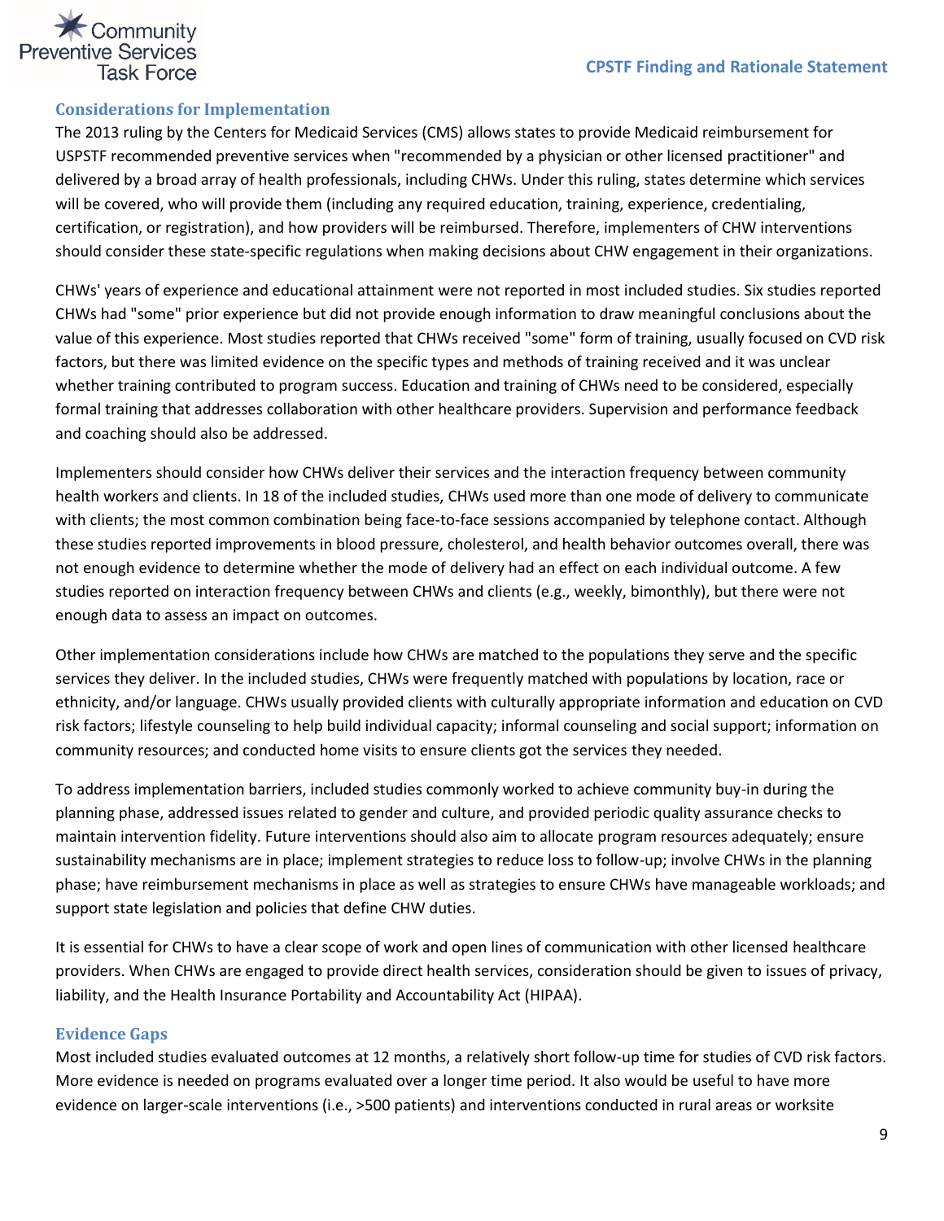## Considerations for Implementation

The 2013 ruling by the Centers for Medicaid Services (CMS) allows states to provide Medicaid reimbursement for USPSTF recommended preventive services when "recommended by a physician or other licensed practitioner" and delivered by a broad array of health professionals, including CHWs. Under this ruling, states determine which services will be covered, who will provide them (including any required education, training, experience, credentialing, certification, or registration), and how providers will be reimbursed. Therefore, implementers of CHW interventions should consider these state-specific regulations when making decisions about CHW engagement in their organizations.

CHWs' years of experience and educational attainment were not reported in most included studies. Six studies reported CHWs had "some" prior experience but did not provide enough information to draw meaningful conclusions about the value of this experience. Most studies reported that CHWs received "some" form of training, usually focused on CVD risk factors, but there was limited evidence on the specific types and methods of training received and it was unclear whether training contributed to program success. Education and training of CHWs need to be considered, especially formal training that addresses collaboration with other healthcare providers. Supervision and performance feedback and coaching should also be addressed.

Implementers should consider how CHWs deliver their services and the interaction frequency between community health workers and clients. In 18 of the included studies, CHWs used more than one mode of delivery to communicate with clients; the most common combination being face-to-face sessions accompanied by telephone contact. Although these studies reported improvements in blood pressure, cholesterol, and health behavior outcomes overall, there was not enough evidence to determine whether the mode of delivery had an effect on each individual outcome. A few studies reported on interaction frequency between CHWs and clients (e.g., weekly, bimonthly), but there were not enough data to assess an impact on outcomes.

Other implementation considerations include how CHWs are matched to the populations they serve and the specific services they deliver. In the included studies, CHWs were frequently matched with populations by location, race or ethnicity, and/or language. CHWs usually provided clients with culturally appropriate information and education on CVD risk factors; lifestyle counseling to help build individual capacity; informal counseling and social support; information on community resources; and conducted home visits to ensure clients got the services they needed.

To address implementation barriers, included studies commonly worked to achieve community buy-in during the planning phase, addressed issues related to gender and culture, and provided periodic quality assurance checks to maintain intervention fidelity. Future interventions should also aim to allocate program resources adequately; ensure sustainability mechanisms are in place; implement strategies to reduce loss to follow-up; involve CHWs in the planning phase; have reimbursement mechanisms in place as well as strategies to ensure CHWs have manageable workloads; and support state legislation and policies that define CHW duties.

It is essential for CHWs to have a clear scope of work and open lines of communication with other licensed healthcare providers. When CHWs are engaged to provide direct health services, consideration should be given to issues of privacy, liability, and the Health Insurance Portability and Accountability Act (HIPAA).

## Evidence Gaps

Most included studies evaluated outcomes at 12 months, a relatively short follow-up time for studies of CVD risk factors. More evidence is needed on programs evaluated over a longer time period. It also would be useful to have more evidence on larger-scale interventions (i.e., >500 patients) and interventions conducted in rural areas or worksite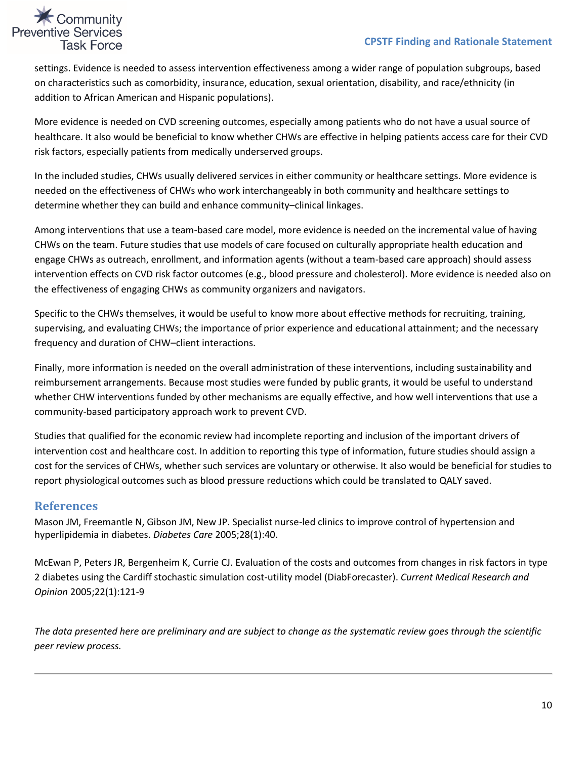settings. Evidence is needed to assess intervention effectiveness among a wider range of population subgroups, based on characteristics such as comorbidity, insurance, education, sexual orientation, disability, and race/ethnicity (in addition to African American and Hispanic populations).

More evidence is needed on CVD screening outcomes, especially among patients who do not have a usual source of healthcare. It also would be beneficial to know whether CHWs are effective in helping patients access care for their CVD risk factors, especially patients from medically underserved groups.

In the included studies, CHWs usually delivered services in either community or healthcare settings. More evidence is needed on the effectiveness of CHWs who work interchangeably in both community and healthcare settings to determine whether they can build and enhance community–clinical linkages.

Among interventions that use a team-based care model, more evidence is needed on the incremental value of having CHWs on the team. Future studies that use models of care focused on culturally appropriate health education and engage CHWs as outreach, enrollment, and information agents (without a team-based care approach) should assess intervention effects on CVD risk factor outcomes (e.g., blood pressure and cholesterol). More evidence is needed also on the effectiveness of engaging CHWs as community organizers and navigators.

Specific to the CHWs themselves, it would be useful to know more about effective methods for recruiting, training, supervising, and evaluating CHWs; the importance of prior experience and educational attainment; and the necessary frequency and duration of CHW–client interactions.

Finally, more information is needed on the overall administration of these interventions, including sustainability and reimbursement arrangements. Because most studies were funded by public grants, it would be useful to understand whether CHW interventions funded by other mechanisms are equally effective, and how well interventions that use a community-based participatory approach work to prevent CVD.

Studies that qualified for the economic review had incomplete reporting and inclusion of the important drivers of intervention cost and healthcare cost. In addition to reporting this type of information, future studies should assign a cost for the services of CHWs, whether such services are voluntary or otherwise. It also would be beneficial for studies to report physiological outcomes such as blood pressure reductions which could be translated to QALY saved.

## References

Mason JM, Freemantle N, Gibson JM, New JP. Specialist nurse-led clinics to improve control of hypertension and hyperlipidemia in diabetes. *Diabetes Care* 2005;28(1):40.

McEwan P, Peters JR, Bergenheim K, Currie CJ. Evaluation of the costs and outcomes from changes in risk factors in type 2 diabetes using the Cardiff stochastic simulation cost-utility model (DiabForecaster). *Current Medical Research and Opinion* 2005;22(1):121-9

*The data presented here are preliminary and are subject to change as the systematic review goes through the scientific peer review process.*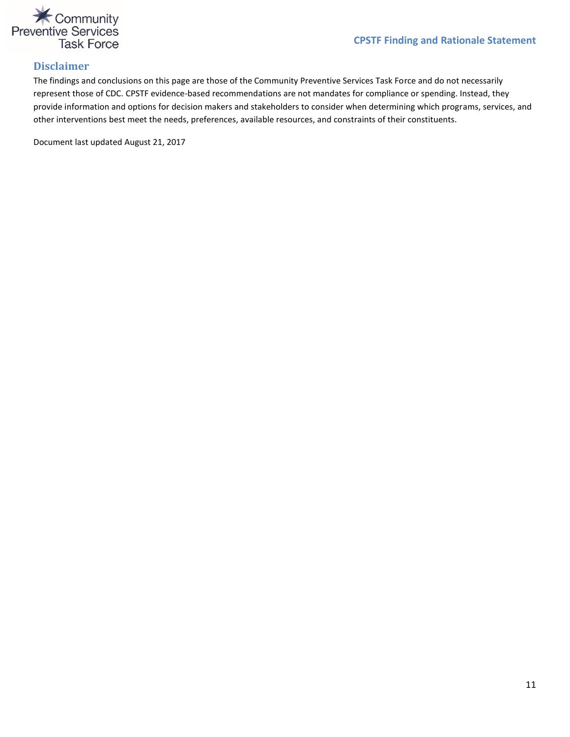## Disclaimer

The findings and conclusions on this page are those of the Community Preventive Services Task Force and do not necessarily represent those of CDC. CPSTF evidence-based recommendations are not mandates for compliance or spending. Instead, they provide information and options for decision makers and stakeholders to consider when determining which programs, services, and other interventions best meet the needs, preferences, available resources, and constraints of their constituents.

Document last updated August 21, 2017